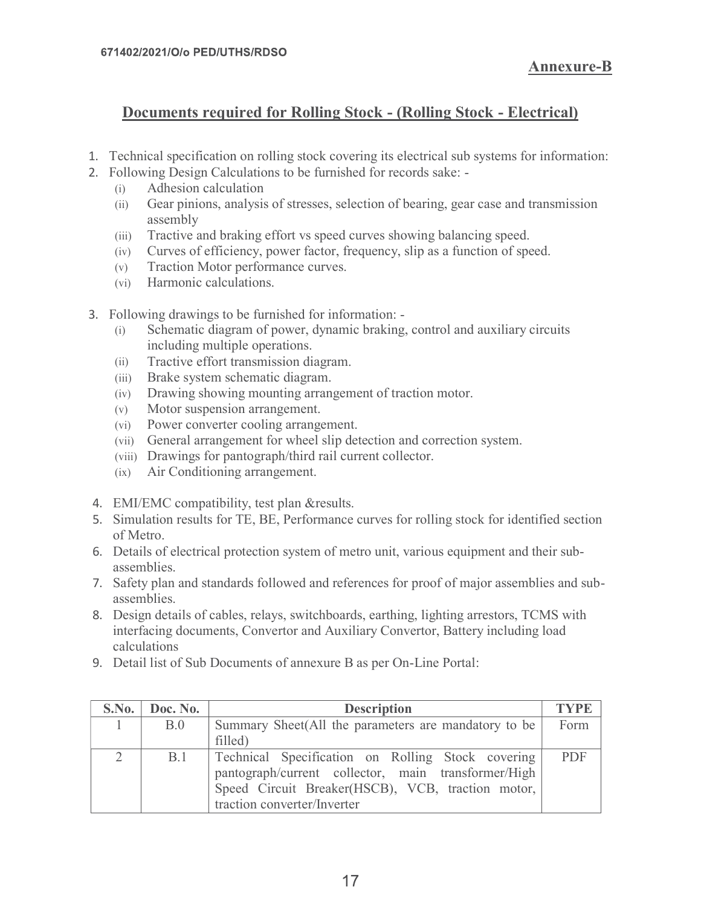671402/2021/O/o PED/UTHS/RDSO

**Annexure-B**

## Documents required for Rolling Stock - (Rolling Stock - Electrical)

1. Technical specification on rolling stock covering its electrical sub systems for information:
2. Following Design Calculations to be furnished for records sake: -
   (i) Adhesion calculation
   (ii) Gear pinions, analysis of stresses, selection of bearing, gear case and transmission assembly
   (iii) Tractive and braking effort vs speed curves showing balancing speed.
   (iv) Curves of efficiency, power factor, frequency, slip as a function of speed.
   (v) Traction Motor performance curves.
   (vi) Harmonic calculations.
3. Following drawings to be furnished for information: -
   (i) Schematic diagram of power, dynamic braking, control and auxiliary circuits including multiple operations.
   (ii) Tractive effort transmission diagram.
   (iii) Brake system schematic diagram.
   (iv) Drawing showing mounting arrangement of traction motor.
   (v) Motor suspension arrangement.
   (vi) Power converter cooling arrangement.
   (vii) General arrangement for wheel slip detection and correction system.
   (viii) Drawings for pantograph/third rail current collector.
   (ix) Air Conditioning arrangement.
4. EMI/EMC compatibility, test plan &results.
5. Simulation results for TE, BE, Performance curves for rolling stock for identified section of Metro.
6. Details of electrical protection system of metro unit, various equipment and their sub-assemblies.
7. Safety plan and standards followed and references for proof of major assemblies and sub-assemblies.
8. Design details of cables, relays, switchboards, earthing, lighting arrestors, TCMS with interfacing documents, Convertor and Auxiliary Convertor, Battery including load calculations
9. Detail list of Sub Documents of annexure B as per On-Line Portal:

| S.No. | Doc. No. | Description | TYPE |
|---|---|---|---|
| 1 | B.0 | Summary Sheet(All the parameters are mandatory to be filled) | Form |
| 2 | B.1 | Technical Specification on Rolling Stock covering pantograph/current collector, main transformer/High Speed Circuit Breaker(HSCB), VCB, traction motor, traction converter/Inverter | PDF |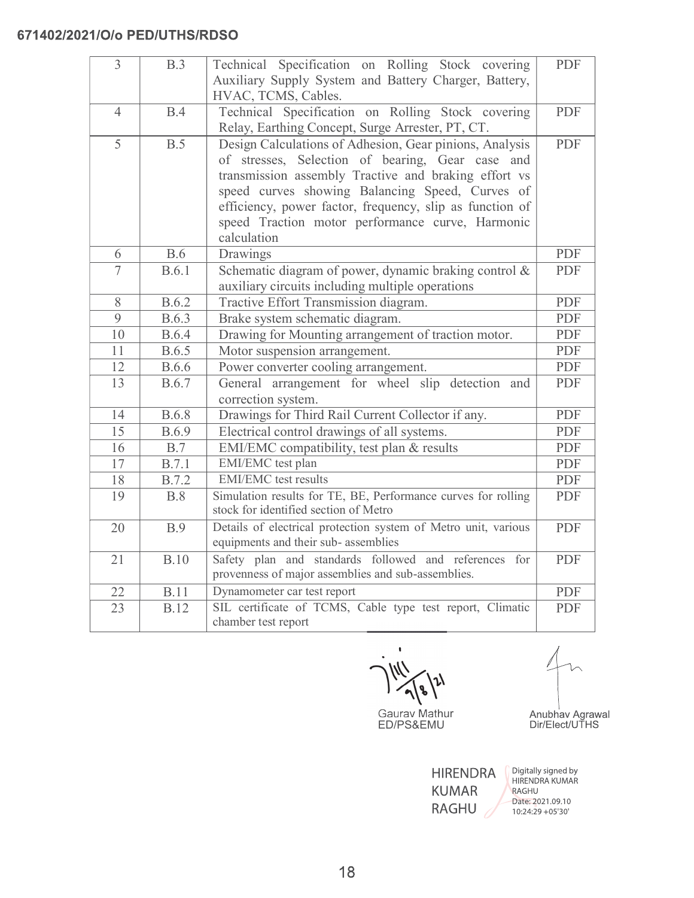671402/2021/O/o PED/UTHS/RDSO

| | | | |
|---|---|---|---|
| 3 | B.3 | Technical Specification on Rolling Stock covering Auxiliary Supply System and Battery Charger, Battery, HVAC, TCMS, Cables. | PDF |
| 4 | B.4 | Technical Specification on Rolling Stock covering Relay, Earthing Concept, Surge Arrester, PT, CT. | PDF |
| 5 | B.5 | Design Calculations of Adhesion, Gear pinions, Analysis of stresses, Selection of bearing, Gear case and transmission assembly Tractive and braking effort vs speed curves showing Balancing Speed, Curves of efficiency, power factor, frequency, slip as function of speed Traction motor performance curve, Harmonic calculation | PDF |
| 6 | B.6 | Drawings | PDF |
| 7 | B.6.1 | Schematic diagram of power, dynamic braking control & auxiliary circuits including multiple operations | PDF |
| 8 | B.6.2 | Tractive Effort Transmission diagram. | PDF |
| 9 | B.6.3 | Brake system schematic diagram. | PDF |
| 10 | B.6.4 | Drawing for Mounting arrangement of traction motor. | PDF |
| 11 | B.6.5 | Motor suspension arrangement. | PDF |
| 12 | B.6.6 | Power converter cooling arrangement. | PDF |
| 13 | B.6.7 | General arrangement for wheel slip detection and correction system. | PDF |
| 14 | B.6.8 | Drawings for Third Rail Current Collector if any. | PDF |
| 15 | B.6.9 | Electrical control drawings of all systems. | PDF |
| 16 | B.7 | EMI/EMC compatibility, test plan & results | PDF |
| 17 | B.7.1 | EMI/EMC test plan | PDF |
| 18 | B.7.2 | EMI/EMC test results | PDF |
| 19 | B.8 | Simulation results for TE, BE, Performance curves for rolling stock for identified section of Metro | PDF |
| 20 | B.9 | Details of electrical protection system of Metro unit, various equipments and their sub- assemblies | PDF |
| 21 | B.10 | Safety plan and standards followed and references for provenness of major assemblies and sub-assemblies. | PDF |
| 22 | B.11 | Dynamometer car test report | PDF |
| 23 | B.12 | SIL certificate of TCMS, Cable type test report, Climatic chamber test report | PDF |

9/8/21

Gaurav Mathur
ED/PS&EMU

Anubhav Agrawal
Dir/Elect/UTHS

HIRENDRA KUMAR RAGHU

Digitally signed by HIRENDRA KUMAR RAGHU
Date: 2021.09.10 10:24:29 +05'30'